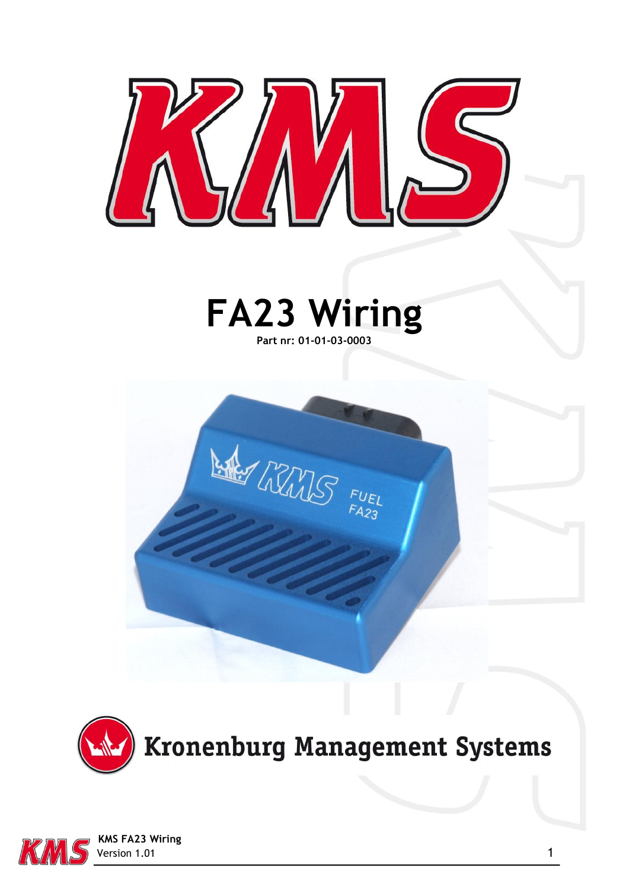# FA23 Wiring

**Part nr: 01-01-03-0003**

Kronenburg Management Systems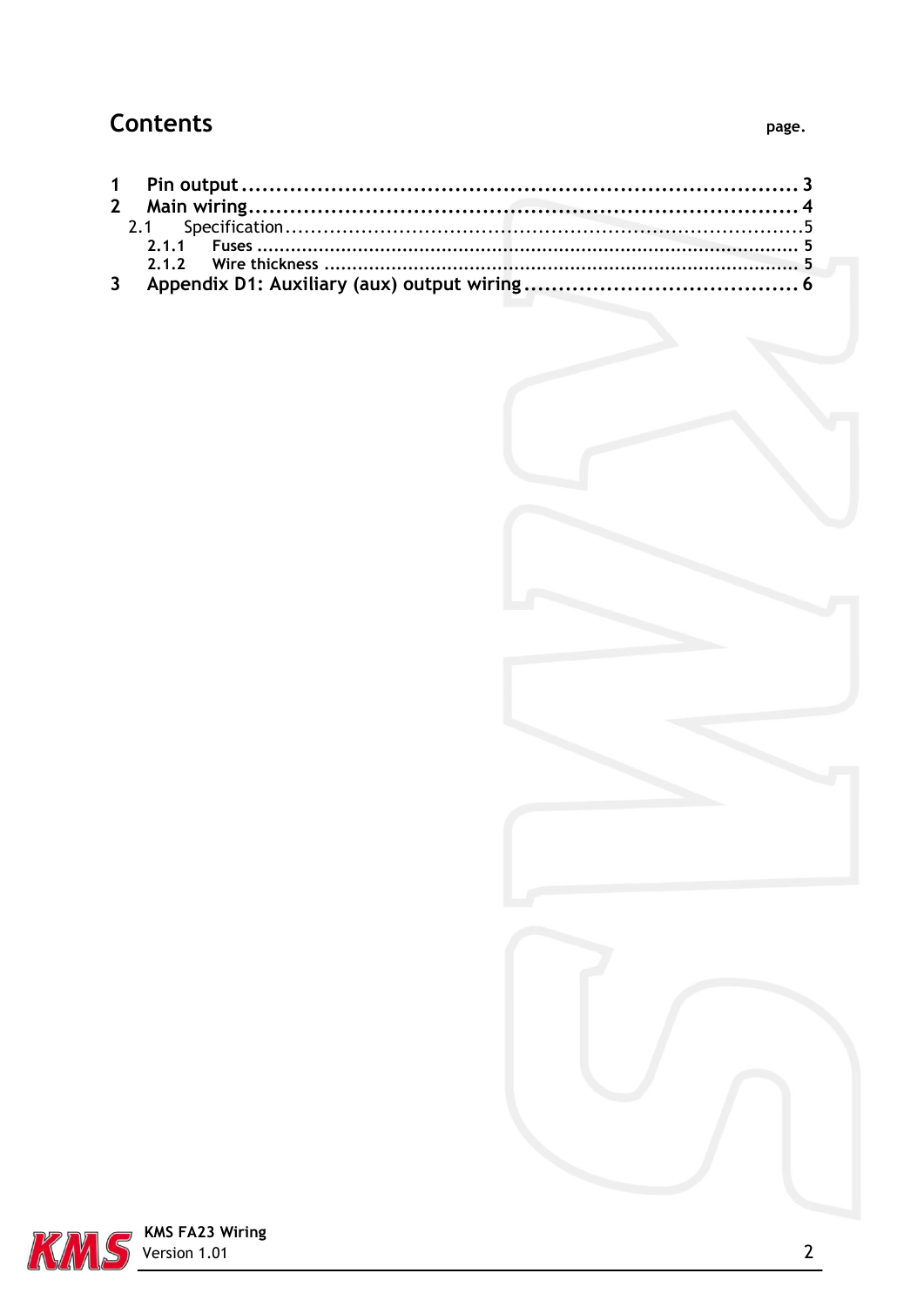# Contents

page.

1 Pin output ........................................................................ 3
2 Main wiring........................................................................ 4
2.1 Specification........................................................................ 5
2.1.1 Fuses ........................................................................ 5
2.1.2 Wire thickness ........................................................................ 5
3 Appendix D1: Auxiliary (aux) output wiring ........................................ 6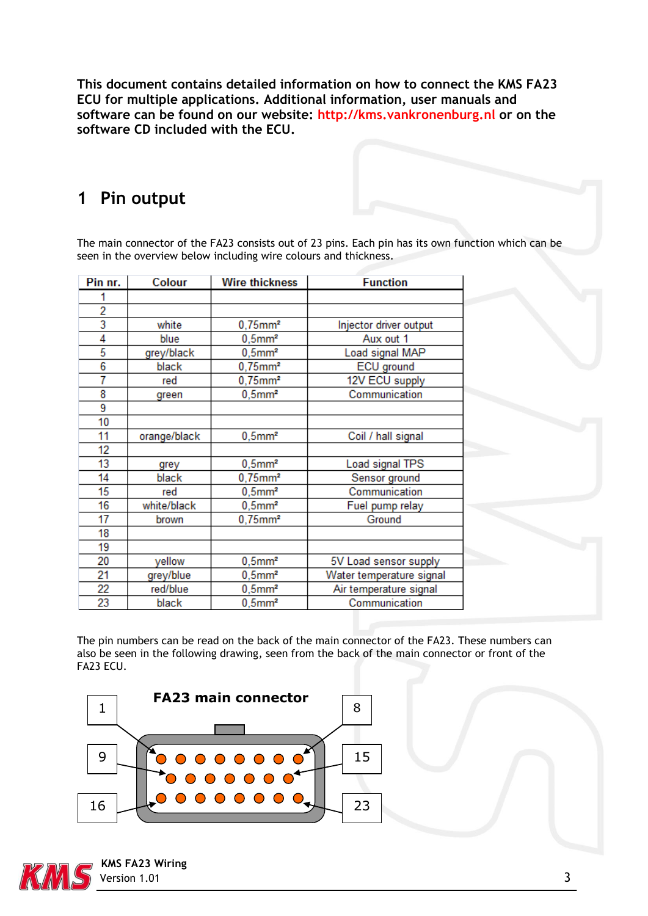**This document contains detailed information on how to connect the KMS FA23 ECU for multiple applications. Additional information, user manuals and software can be found on our website: http://kms.vankronenburg.nl or on the software CD included with the ECU.**

# 1 Pin output

The main connector of the FA23 consists out of 23 pins. Each pin has its own function which can be seen in the overview below including wire colours and thickness.

| Pin nr. | Colour | Wire thickness | Function |
|---|---|---|---|
| 1 | | | |
| 2 | | | |
| 3 | white | 0,75mm² | Injector driver output |
| 4 | blue | 0,5mm² | Aux out 1 |
| 5 | grey/black | 0,5mm² | Load signal MAP |
| 6 | black | 0,75mm² | ECU ground |
| 7 | red | 0,75mm² | 12V ECU supply |
| 8 | green | 0,5mm² | Communication |
| 9 | | | |
| 10 | | | |
| 11 | orange/black | 0,5mm² | Coil / hall signal |
| 12 | | | |
| 13 | grey | 0,5mm² | Load signal TPS |
| 14 | black | 0,75mm² | Sensor ground |
| 15 | red | 0,5mm² | Communication |
| 16 | white/black | 0,5mm² | Fuel pump relay |
| 17 | brown | 0,75mm² | Ground |
| 18 | | | |
| 19 | | | |
| 20 | yellow | 0,5mm² | 5V Load sensor supply |
| 21 | grey/blue | 0,5mm² | Water temperature signal |
| 22 | red/blue | 0,5mm² | Air temperature signal |
| 23 | black | 0,5mm² | Communication |

The pin numbers can be read on the back of the main connector of the FA23. These numbers can also be seen in the following drawing, seen from the back of the main connector or front of the FA23 ECU.

**FA23 main connector**

1 8

9 15

16 23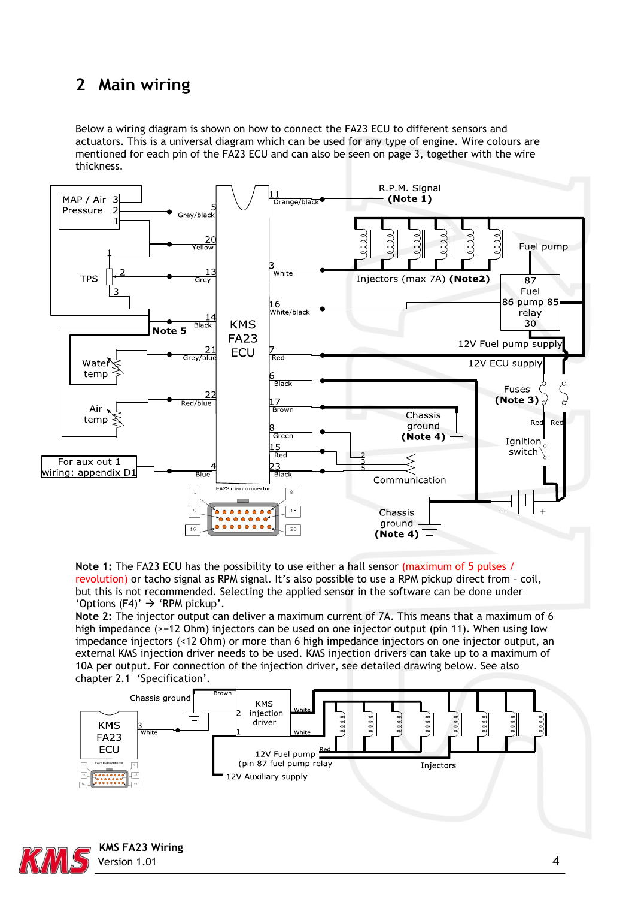## 2 Main wiring

Below a wiring diagram is shown on how to connect the FA23 ECU to different sensors and actuators. This is a universal diagram which can be used for any type of engine. Wire colours are mentioned for each pin of the FA23 ECU and can also be seen on page 3, together with the wire thickness.

**Note 1:** The FA23 ECU has the possibility to use either a hall sensor (maximum of 5 pulses / revolution) or tacho signal as RPM signal. It's also possible to use a RPM pickup direct from – coil, but this is not recommended. Selecting the applied sensor in the software can be done under 'Options (F4)' → 'RPM pickup'.

**Note 2:** The injector output can deliver a maximum current of 7A. This means that a maximum of 6 high impedance (>=12 Ohm) injectors can be used on one injector output (pin 11). When using low impedance injectors (<12 Ohm) or more than 6 high impedance injectors on one injector output, an external KMS injection driver needs to be used. KMS injection drivers can take up to a maximum of 10A per output. For connection of the injection driver, see detailed drawing below. See also chapter 2.1 'Specification'.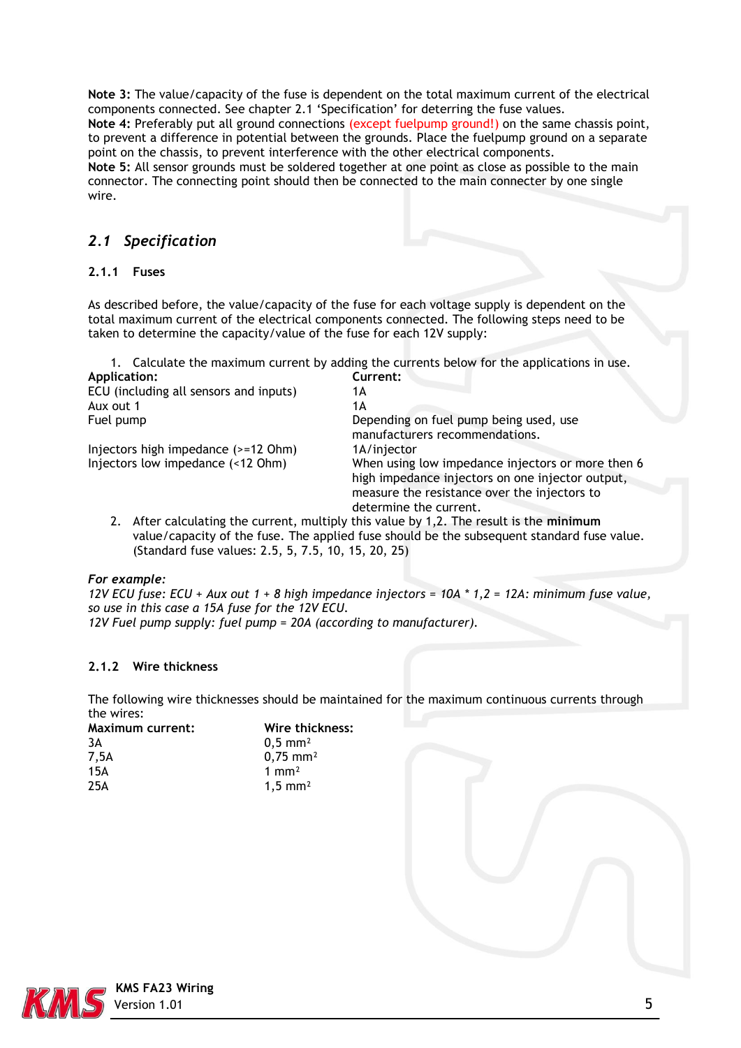**Note 3:** The value/capacity of the fuse is dependent on the total maximum current of the electrical components connected. See chapter 2.1 'Specification' for deterring the fuse values.
**Note 4:** Preferably put all ground connections (except fuelpump ground!) on the same chassis point, to prevent a difference in potential between the grounds. Place the fuelpump ground on a separate point on the chassis, to prevent interference with the other electrical components.
**Note 5:** All sensor grounds must be soldered together at one point as close as possible to the main connector. The connecting point should then be connected to the main connecter by one single wire.

## *2.1 Specification*

### 2.1.1 Fuses

As described before, the value/capacity of the fuse for each voltage supply is dependent on the total maximum current of the electrical components connected. The following steps need to be taken to determine the capacity/value of the fuse for each 12V supply:

1. Calculate the maximum current by adding the currents below for the applications in use.

| **Application:** | **Current:** |
| --- | --- |
| ECU (including all sensors and inputs) | 1A |
| Aux out 1 | 1A |
| Fuel pump | Depending on fuel pump being used, use manufacturers recommendations. |
| Injectors high impedance (>=12 Ohm) | 1A/injector |
| Injectors low impedance (<12 Ohm) | When using low impedance injectors or more then 6 high impedance injectors on one injector output, measure the resistance over the injectors to determine the current. |

2. After calculating the current, multiply this value by 1,2. The result is the **minimum** value/capacity of the fuse. The applied fuse should be the subsequent standard fuse value. (Standard fuse values: 2.5, 5, 7.5, 10, 15, 20, 25)

***For example:***
*12V ECU fuse: ECU + Aux out 1 + 8 high impedance injectors = 10A * 1,2 = 12A: minimum fuse value, so use in this case a 15A fuse for the 12V ECU.*
*12V Fuel pump supply: fuel pump = 20A (according to manufacturer).*

### 2.1.2 Wire thickness

The following wire thicknesses should be maintained for the maximum continuous currents through the wires:

| **Maximum current:** | **Wire thickness:** |
| --- | --- |
| 3A | 0,5 $mm^2$ |
| 7,5A | 0,75 $mm^2$ |
| 15A | 1 $mm^2$ |
| 25A | 1,5 $mm^2$ |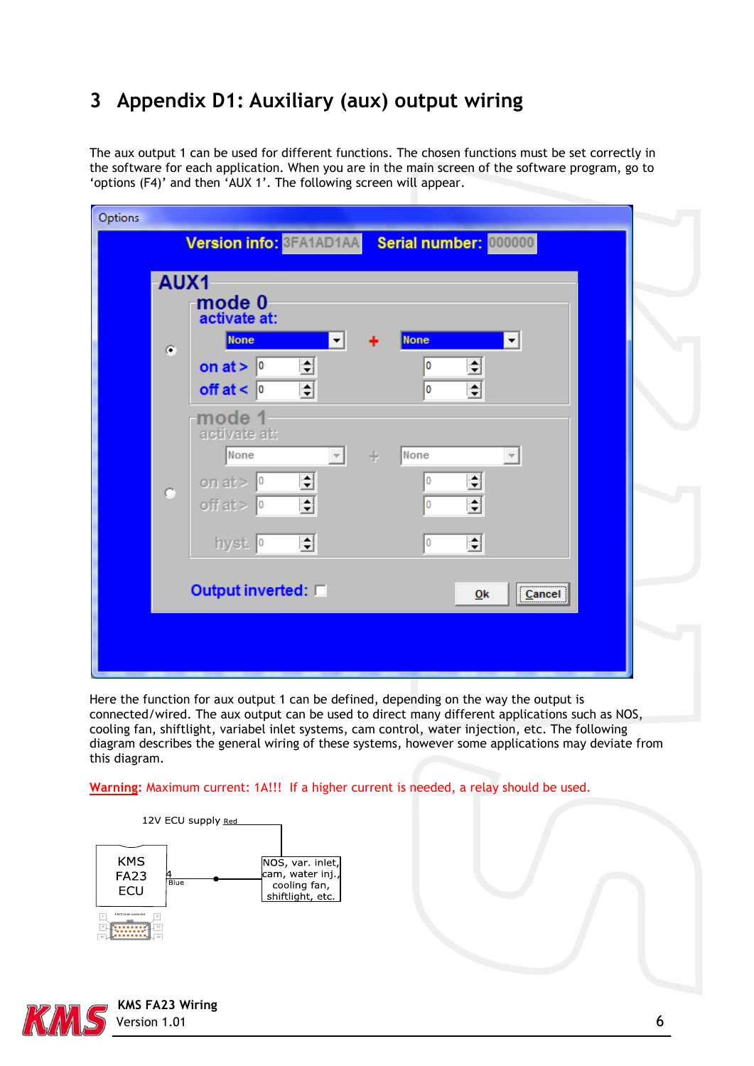# 3 Appendix D1: Auxiliary (aux) output wiring

The aux output 1 can be used for different functions. The chosen functions must be set correctly in the software for each application. When you are in the main screen of the software program, go to 'options (F4)' and then 'AUX 1'. The following screen will appear.

Options

Version info: 3FA1AD1AA Serial number: 000000

AUX1

mode 0

activate at:

None + None

on at > 0 0

off at < 0 0

mode 1

activate at:

None + None

on at > 0 0

off at > 0 0

hyst. 0 0

Output inverted:

Ok Cancel

Here the function for aux output 1 can be defined, depending on the way the output is connected/wired. The aux output can be used to direct many different applications such as NOS, cooling fan, shiftlight, variabel inlet systems, cam control, water injection, etc. The following diagram describes the general wiring of these systems, however some applications may deviate from this diagram.

**Warning:** Maximum current: 1A!!! If a higher current is needed, a relay should be used.

12V ECU supply Red

KMS FA23 ECU

4 Blue

NOS, var. inlet, cam, water inj., cooling fan, shiftlight, etc.